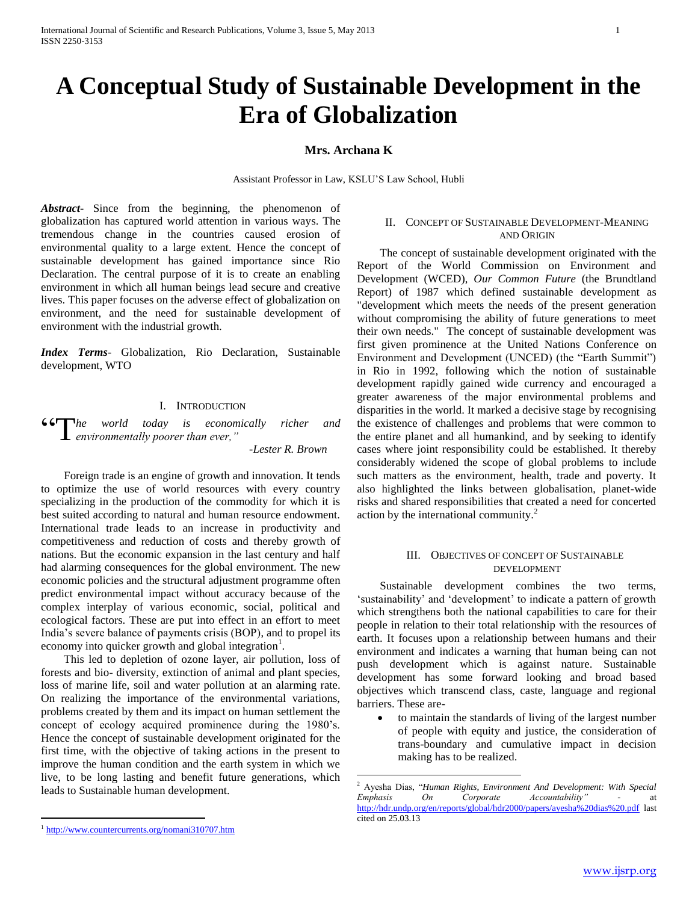# A Conceptual Study of Sustainable Development in the Era of Globalization

**Mrs. Archana K**

Assistant Professor in Law, KSLU'S Law School, Hubli

***Abstract***- Since from the beginning, the phenomenon of globalization has captured world attention in various ways. The tremendous change in the countries caused erosion of environmental quality to a large extent. Hence the concept of sustainable development has gained importance since Rio Declaration. The central purpose of it is to create an enabling environment in which all human beings lead secure and creative lives. This paper focuses on the adverse effect of globalization on environment, and the need for sustainable development of environment with the industrial growth.

***Index Terms***- Globalization, Rio Declaration, Sustainable development, WTO

## I. Introduction

*"The world today is economically richer and environmentally poorer than ever,"*

*-Lester R. Brown*

Foreign trade is an engine of growth and innovation. It tends to optimize the use of world resources with every country specializing in the production of the commodity for which it is best suited according to natural and human resource endowment. International trade leads to an increase in productivity and competitiveness and reduction of costs and thereby growth of nations. But the economic expansion in the last century and half had alarming consequences for the global environment. The new economic policies and the structural adjustment programme often predict environmental impact without accuracy because of the complex interplay of various economic, social, political and ecological factors. These are put into effect in an effort to meet India's severe balance of payments crisis (BOP), and to propel its economy into quicker growth and global integration[1].

This led to depletion of ozone layer, air pollution, loss of forests and bio- diversity, extinction of animal and plant species, loss of marine life, soil and water pollution at an alarming rate. On realizing the importance of the environmental variations, problems created by them and its impact on human settlement the concept of ecology acquired prominence during the 1980's. Hence the concept of sustainable development originated for the first time, with the objective of taking actions in the present to improve the human condition and the earth system in which we live, to be long lasting and benefit future generations, which leads to Sustainable human development.

## II. Concept of Sustainable Development-Meaning and Origin

The concept of sustainable development originated with the Report of the World Commission on Environment and Development (WCED), *Our Common Future* (the Brundtland Report) of 1987 which defined sustainable development as "development which meets the needs of the present generation without compromising the ability of future generations to meet their own needs." The concept of sustainable development was first given prominence at the United Nations Conference on Environment and Development (UNCED) (the "Earth Summit") in Rio in 1992, following which the notion of sustainable development rapidly gained wide currency and encouraged a greater awareness of the major environmental problems and disparities in the world. It marked a decisive stage by recognising the existence of challenges and problems that were common to the entire planet and all humankind, and by seeking to identify cases where joint responsibility could be established. It thereby considerably widened the scope of global problems to include such matters as the environment, health, trade and poverty. It also highlighted the links between globalisation, planet-wide risks and shared responsibilities that created a need for concerted action by the international community.[2]

## III. Objectives of Concept of Sustainable Development

Sustainable development combines the two terms, 'sustainability' and 'development' to indicate a pattern of growth which strengthens both the national capabilities to care for their people in relation to their total relationship with the resources of earth. It focuses upon a relationship between humans and their environment and indicates a warning that human being can not push development which is against nature. Sustainable development has some forward looking and broad based objectives which transcend class, caste, language and regional barriers. These are-

- to maintain the standards of living of the largest number of people with equity and justice, the consideration of trans-boundary and cumulative impact in decision making has to be realized.

---

[1] http://www.countercurrents.org/nomani310707.htm

[2] Ayesha Dias, "*Human Rights, Environment And Development: With Special Emphasis On Corporate Accountability"* - at http://hdr.undp.org/en/reports/global/hdr2000/papers/ayesha%20dias%20.pdf last cited on 25.03.13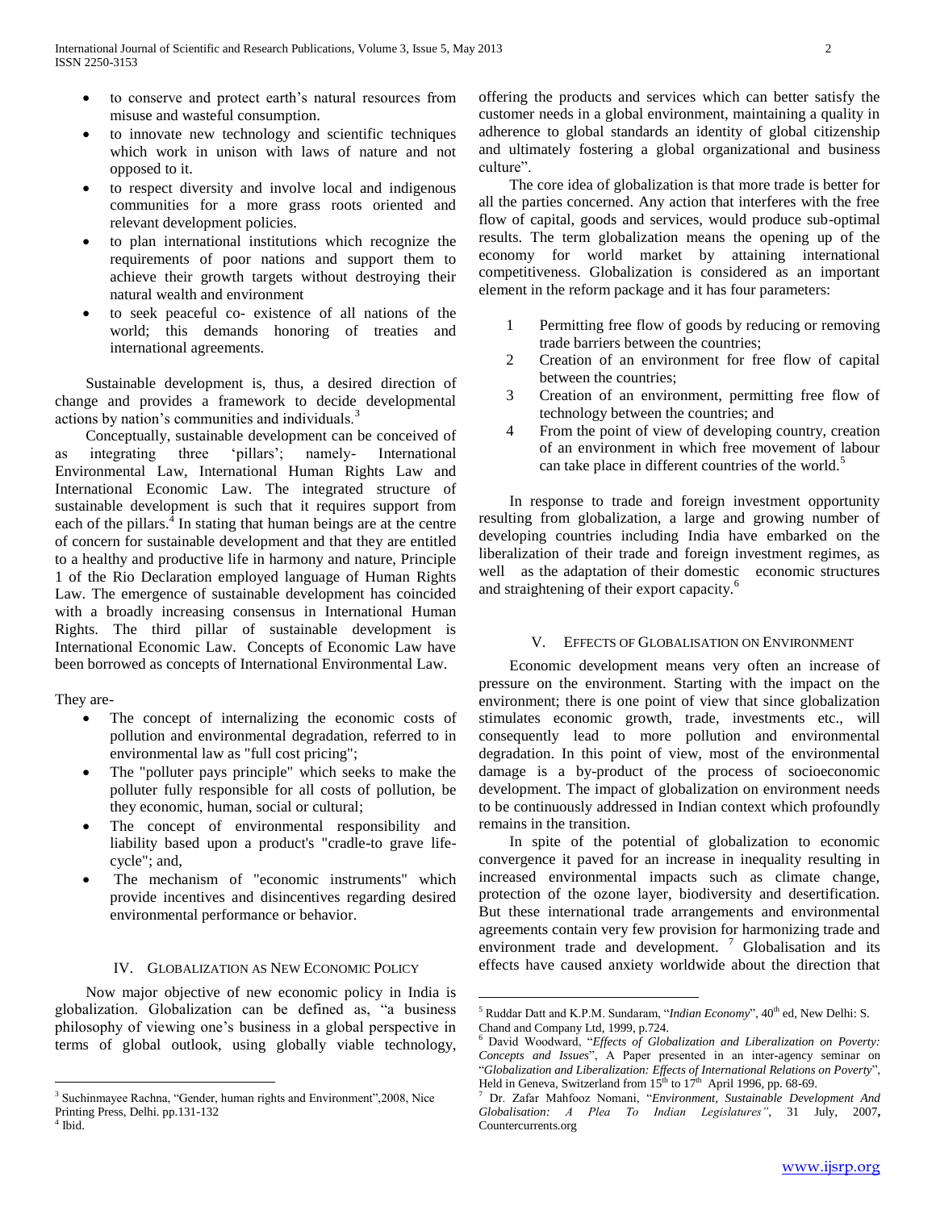- to conserve and protect earth's natural resources from misuse and wasteful consumption.
- to innovate new technology and scientific techniques which work in unison with laws of nature and not opposed to it.
- to respect diversity and involve local and indigenous communities for a more grass roots oriented and relevant development policies.
- to plan international institutions which recognize the requirements of poor nations and support them to achieve their growth targets without destroying their natural wealth and environment
- to seek peaceful co- existence of all nations of the world; this demands honoring of treaties and international agreements.

Sustainable development is, thus, a desired direction of change and provides a framework to decide developmental actions by nation's communities and individuals.[3]

Conceptually, sustainable development can be conceived of as integrating three 'pillars'; namely- International Environmental Law, International Human Rights Law and International Economic Law. The integrated structure of sustainable development is such that it requires support from each of the pillars.[4] In stating that human beings are at the centre of concern for sustainable development and that they are entitled to a healthy and productive life in harmony and nature, Principle 1 of the Rio Declaration employed language of Human Rights Law. The emergence of sustainable development has coincided with a broadly increasing consensus in International Human Rights. The third pillar of sustainable development is International Economic Law. Concepts of Economic Law have been borrowed as concepts of International Environmental Law.

They are-

- The concept of internalizing the economic costs of pollution and environmental degradation, referred to in environmental law as "full cost pricing";
- The "polluter pays principle" which seeks to make the polluter fully responsible for all costs of pollution, be they economic, human, social or cultural;
- The concept of environmental responsibility and liability based upon a product's "cradle-to grave life-cycle"; and,
- The mechanism of "economic instruments" which provide incentives and disincentives regarding desired environmental performance or behavior.

## IV. Globalization as New Economic Policy

Now major objective of new economic policy in India is globalization. Globalization can be defined as, "a business philosophy of viewing one's business in a global perspective in terms of global outlook, using globally viable technology, offering the products and services which can better satisfy the customer needs in a global environment, maintaining a quality in adherence to global standards an identity of global citizenship and ultimately fostering a global organizational and business culture".

The core idea of globalization is that more trade is better for all the parties concerned. Any action that interferes with the free flow of capital, goods and services, would produce sub-optimal results. The term globalization means the opening up of the economy for world market by attaining international competitiveness. Globalization is considered as an important element in the reform package and it has four parameters:

1. Permitting free flow of goods by reducing or removing trade barriers between the countries;
2. Creation of an environment for free flow of capital between the countries;
3. Creation of an environment, permitting free flow of technology between the countries; and
4. From the point of view of developing country, creation of an environment in which free movement of labour can take place in different countries of the world.[5]

In response to trade and foreign investment opportunity resulting from globalization, a large and growing number of developing countries including India have embarked on the liberalization of their trade and foreign investment regimes, as well as the adaptation of their domestic economic structures and straightening of their export capacity.[6]

## V. Effects of Globalisation on Environment

Economic development means very often an increase of pressure on the environment. Starting with the impact on the environment; there is one point of view that since globalization stimulates economic growth, trade, investments etc., will consequently lead to more pollution and environmental degradation. In this point of view, most of the environmental damage is a by-product of the process of socioeconomic development. The impact of globalization on environment needs to be continuously addressed in Indian context which profoundly remains in the transition.

In spite of the potential of globalization to economic convergence it paved for an increase in inequality resulting in increased environmental impacts such as climate change, protection of the ozone layer, biodiversity and desertification. But these international trade arrangements and environmental agreements contain very few provision for harmonizing trade and environment trade and development. [7] Globalisation and its effects have caused anxiety worldwide about the direction that

---

[3] Suchinmayee Rachna, "Gender, human rights and Environment",2008, Nice Printing Press, Delhi. pp.131-132

[4] Ibid.

[5] Ruddar Datt and K.P.M. Sundaram, "*Indian Economy*", 40th ed, New Delhi: S. Chand and Company Ltd, 1999, p.724.

[6] David Woodward, "*Effects of Globalization and Liberalization on Poverty: Concepts and Issues*", A Paper presented in an inter-agency seminar on "*Globalization and Liberalization: Effects of International Relations on Poverty*", Held in Geneva, Switzerland from 15th to 17th April 1996, pp. 68-69.

[7] Dr. Zafar Mahfooz Nomani, "*Environment, Sustainable Development And Globalisation: A Plea To Indian Legislatures"*, 31 July, 2007**,** Countercurrents.org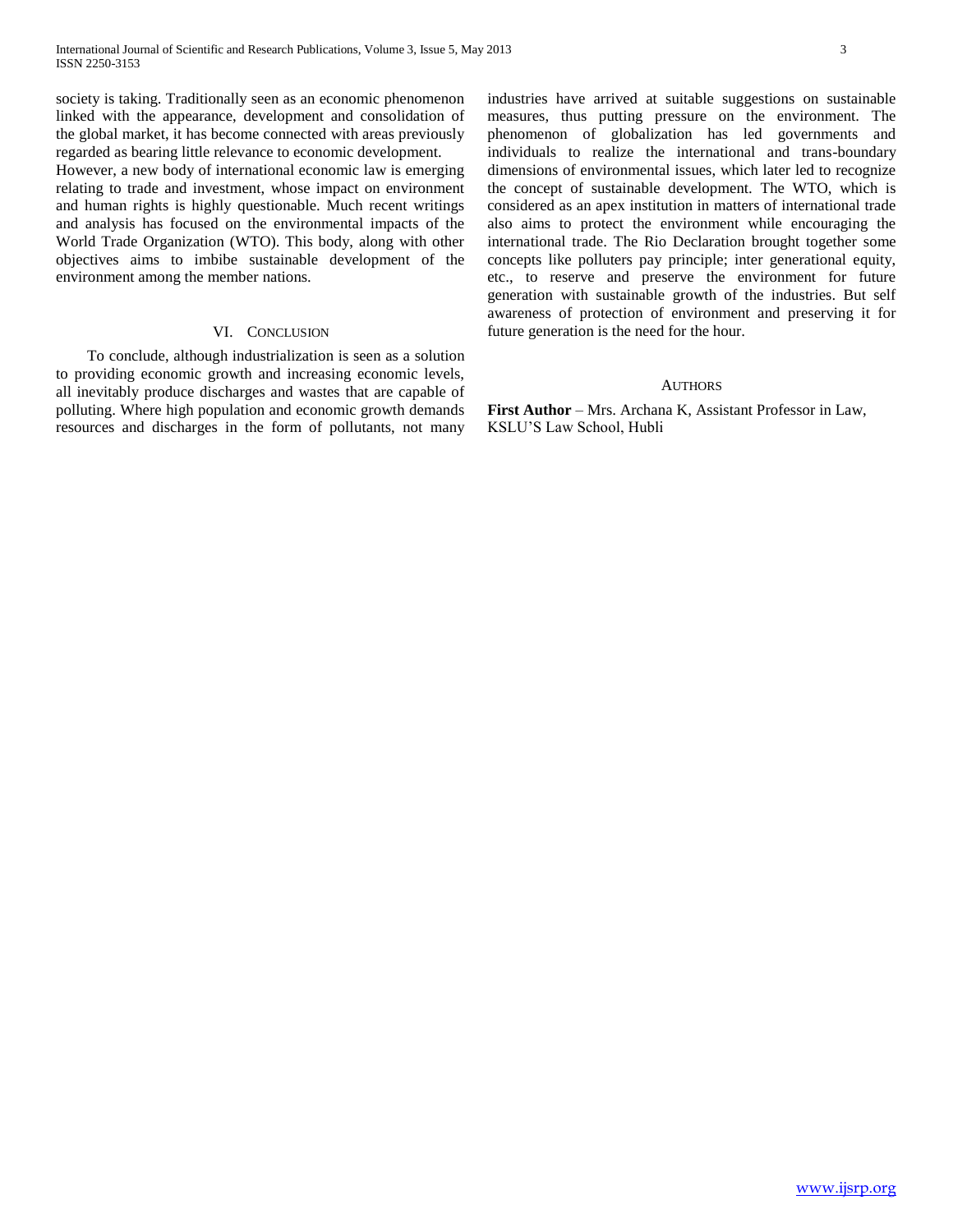society is taking. Traditionally seen as an economic phenomenon linked with the appearance, development and consolidation of the global market, it has become connected with areas previously regarded as bearing little relevance to economic development.

However, a new body of international economic law is emerging relating to trade and investment, whose impact on environment and human rights is highly questionable. Much recent writings and analysis has focused on the environmental impacts of the World Trade Organization (WTO). This body, along with other objectives aims to imbibe sustainable development of the environment among the member nations.

## VI. Conclusion

To conclude, although industrialization is seen as a solution to providing economic growth and increasing economic levels, all inevitably produce discharges and wastes that are capable of polluting. Where high population and economic growth demands resources and discharges in the form of pollutants, not many industries have arrived at suitable suggestions on sustainable measures, thus putting pressure on the environment. The phenomenon of globalization has led governments and individuals to realize the international and trans-boundary dimensions of environmental issues, which later led to recognize the concept of sustainable development. The WTO, which is considered as an apex institution in matters of international trade also aims to protect the environment while encouraging the international trade. The Rio Declaration brought together some concepts like polluters pay principle; inter generational equity, etc., to reserve and preserve the environment for future generation with sustainable growth of the industries. But self awareness of protection of environment and preserving it for future generation is the need for the hour.

## Authors

**First Author** – Mrs. Archana K, Assistant Professor in Law, KSLU'S Law School, Hubli